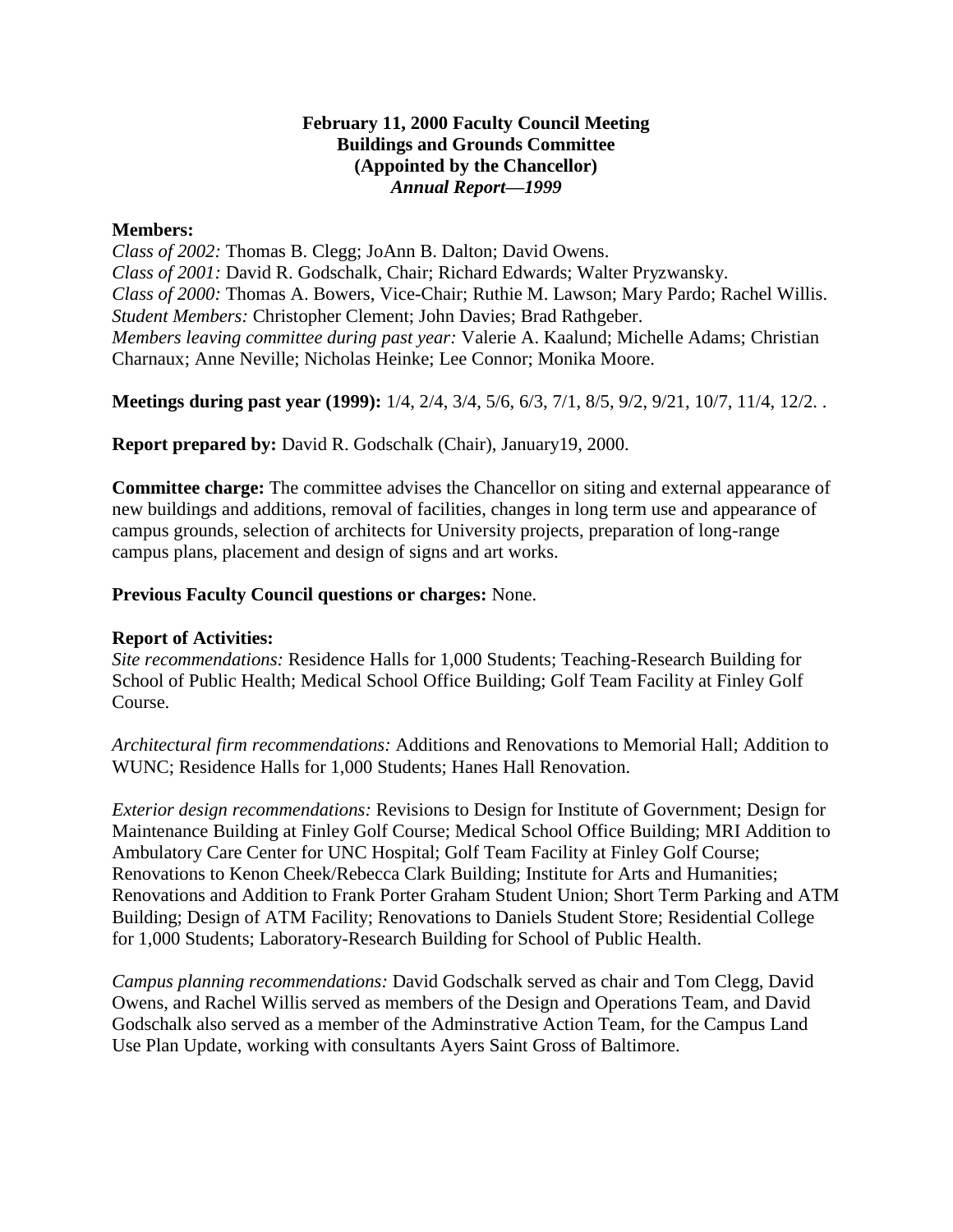**February 11, 2000 Faculty Council Meeting**
**Buildings and Grounds Committee**
**(Appointed by the Chancellor)**
***Annual Report—1999***

**Members:**
*Class of 2002:* Thomas B. Clegg; JoAnn B. Dalton; David Owens.
*Class of 2001:* David R. Godschalk, Chair; Richard Edwards; Walter Pryzwansky.
*Class of 2000:* Thomas A. Bowers, Vice-Chair; Ruthie M. Lawson; Mary Pardo; Rachel Willis.
*Student Members:* Christopher Clement; John Davies; Brad Rathgeber.
*Members leaving committee during past year:* Valerie A. Kaalund; Michelle Adams; Christian Charnaux; Anne Neville; Nicholas Heinke; Lee Connor; Monika Moore.

**Meetings during past year (1999):** 1/4, 2/4, 3/4, 5/6, 6/3, 7/1, 8/5, 9/2, 9/21, 10/7, 11/4, 12/2. .

**Report prepared by:** David R. Godschalk (Chair), January19, 2000.

**Committee charge:** The committee advises the Chancellor on siting and external appearance of new buildings and additions, removal of facilities, changes in long term use and appearance of campus grounds, selection of architects for University projects, preparation of long-range campus plans, placement and design of signs and art works.

**Previous Faculty Council questions or charges:** None.

**Report of Activities:**
*Site recommendations:* Residence Halls for 1,000 Students; Teaching-Research Building for School of Public Health; Medical School Office Building; Golf Team Facility at Finley Golf Course.

*Architectural firm recommendations:* Additions and Renovations to Memorial Hall; Addition to WUNC; Residence Halls for 1,000 Students; Hanes Hall Renovation.

*Exterior design recommendations:* Revisions to Design for Institute of Government; Design for Maintenance Building at Finley Golf Course; Medical School Office Building; MRI Addition to Ambulatory Care Center for UNC Hospital; Golf Team Facility at Finley Golf Course; Renovations to Kenon Cheek/Rebecca Clark Building; Institute for Arts and Humanities; Renovations and Addition to Frank Porter Graham Student Union; Short Term Parking and ATM Building; Design of ATM Facility; Renovations to Daniels Student Store; Residential College for 1,000 Students; Laboratory-Research Building for School of Public Health.

*Campus planning recommendations:* David Godschalk served as chair and Tom Clegg, David Owens, and Rachel Willis served as members of the Design and Operations Team, and David Godschalk also served as a member of the Adminstrative Action Team, for the Campus Land Use Plan Update, working with consultants Ayers Saint Gross of Baltimore.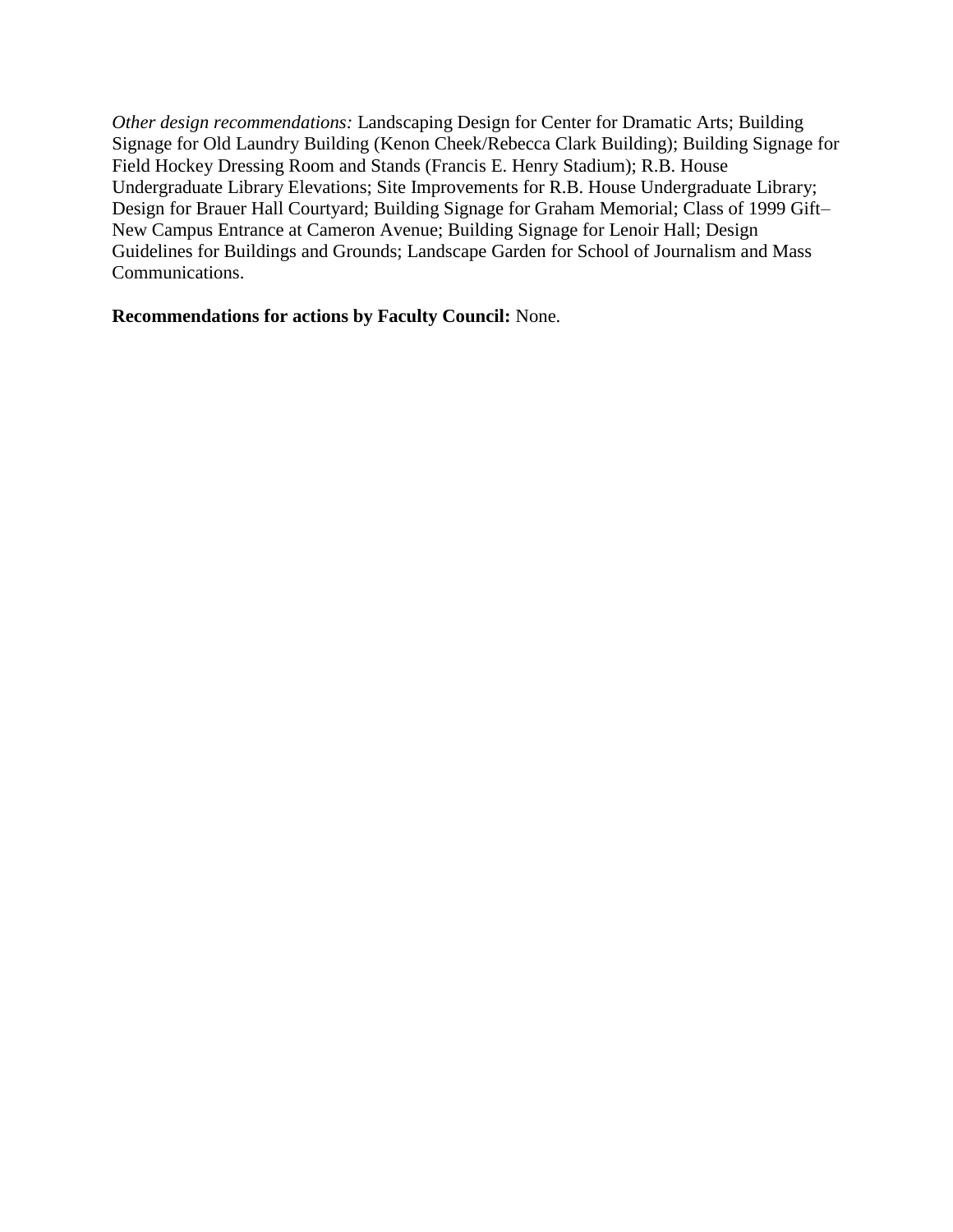*Other design recommendations:* Landscaping Design for Center for Dramatic Arts; Building Signage for Old Laundry Building (Kenon Cheek/Rebecca Clark Building); Building Signage for Field Hockey Dressing Room and Stands (Francis E. Henry Stadium); R.B. House Undergraduate Library Elevations; Site Improvements for R.B. House Undergraduate Library; Design for Brauer Hall Courtyard; Building Signage for Graham Memorial; Class of 1999 Gift–New Campus Entrance at Cameron Avenue; Building Signage for Lenoir Hall; Design Guidelines for Buildings and Grounds; Landscape Garden for School of Journalism and Mass Communications.

**Recommendations for actions by Faculty Council:** None.